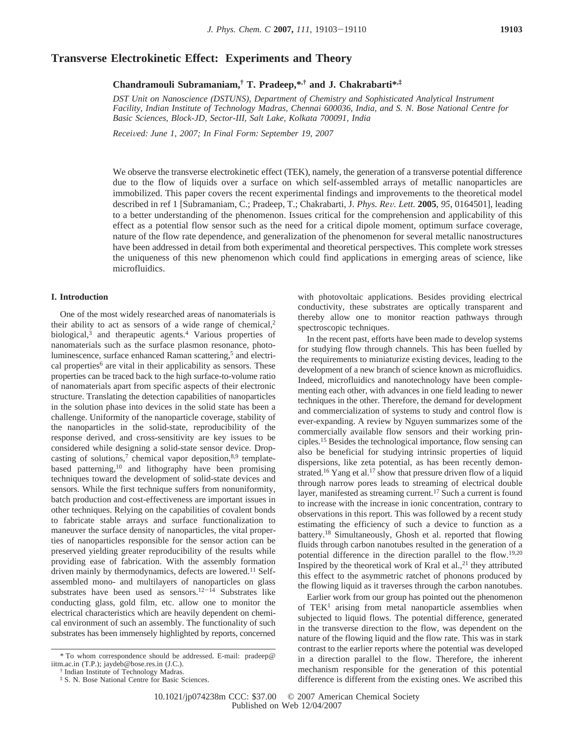# Transverse Electrokinetic Effect: Experiments and Theory

**Chandramouli Subramaniam,[†] T. Pradeep,*[,†] and J. Chakrabarti*[,‡]**

*DST Unit on Nanoscience (DSTUNS), Department of Chemistry and Sophisticated Analytical Instrument Facility, Indian Institute of Technology Madras, Chennai 600036, India, and S. N. Bose National Centre for Basic Sciences, Block-JD, Sector-III, Salt Lake, Kolkata 700091, India*

*Received: June 1, 2007; In Final Form: September 19, 2007*

We observe the transverse electrokinetic effect (TEK), namely, the generation of a transverse potential difference due to the flow of liquids over a surface on which self-assembled arrays of metallic nanoparticles are immobilized. This paper covers the recent experimental findings and improvements to the theoretical model described in ref 1 [Subramaniam, C.; Pradeep, T.; Chakrabarti, J. *Phys. Rev. Lett.* **2005**, *95*, 0164501], leading to a better understanding of the phenomenon. Issues critical for the comprehension and applicability of this effect as a potential flow sensor such as the need for a critical dipole moment, optimum surface coverage, nature of the flow rate dependence, and generalization of the phenomenon for several metallic nanostructures have been addressed in detail from both experimental and theoretical perspectives. This complete work stresses the uniqueness of this new phenomenon which could find applications in emerging areas of science, like microfluidics.

## I. Introduction

One of the most widely researched areas of nanomaterials is their ability to act as sensors of a wide range of chemical,[2] biological,[3] and therapeutic agents.[4] Various properties of nanomaterials such as the surface plasmon resonance, photoluminescence, surface enhanced Raman scattering,[5] and electrical properties[6] are vital in their applicability as sensors. These properties can be traced back to the high surface-to-volume ratio of nanomaterials apart from specific aspects of their electronic structure. Translating the detection capabilities of nanoparticles in the solution phase into devices in the solid state has been a challenge. Uniformity of the nanoparticle coverage, stability of the nanoparticles in the solid-state, reproducibility of the response derived, and cross-sensitivity are key issues to be considered while designing a solid-state sensor device. Drop-casting of solutions,[7] chemical vapor deposition,[8,9] template-based patterning,[10] and lithography have been promising techniques toward the development of solid-state devices and sensors. While the first technique suffers from nonuniformity, batch production and cost-effectiveness are important issues in other techniques. Relying on the capabilities of covalent bonds to fabricate stable arrays and surface functionalization to maneuver the surface density of nanoparticles, the vital properties of nanoparticles responsible for the sensor action can be preserved yielding greater reproducibility of the results while providing ease of fabrication. With the assembly formation driven mainly by thermodynamics, defects are lowered.[11] Self-assembled mono- and multilayers of nanoparticles on glass substrates have been used as sensors.[12-14] Substrates like conducting glass, gold film, etc. allow one to monitor the electrical characteristics which are heavily dependent on chemical environment of such an assembly. The functionality of such substrates has been immensely highlighted by reports, concerned with photovoltaic applications. Besides providing electrical conductivity, these substrates are optically transparent and thereby allow one to monitor reaction pathways through spectroscopic techniques.

In the recent past, efforts have been made to develop systems for studying flow through channels. This has been fuelled by the requirements to miniaturize existing devices, leading to the development of a new branch of science known as microfluidics. Indeed, microfluidics and nanotechnology have been complementing each other, with advances in one field leading to newer techniques in the other. Therefore, the demand for development and commercialization of systems to study and control flow is ever-expanding. A review by Nguyen summarizes some of the commercially available flow sensors and their working principles.[15] Besides the technological importance, flow sensing can also be beneficial for studying intrinsic properties of liquid dispersions, like zeta potential, as has been recently demonstrated.[16] Yang et al.[17] show that pressure driven flow of a liquid through narrow pores leads to streaming of electrical double layer, manifested as streaming current.[17] Such a current is found to increase with the increase in ionic concentration, contrary to observations in this report. This was followed by a recent study estimating the efficiency of such a device to function as a battery.[18] Simultaneously, Ghosh et al. reported that flowing fluids through carbon nanotubes resulted in the generation of a potential difference in the direction parallel to the flow.[19,20] Inspired by the theoretical work of Kral et al.,[21] they attributed this effect to the asymmetric ratchet of phonons produced by the flowing liquid as it traverses through the carbon nanotubes.

Earlier work from our group has pointed out the phenomenon of TEK[1] arising from metal nanoparticle assemblies when subjected to liquid flows. The potential difference, generated in the transverse direction to the flow, was dependent on the nature of the flowing liquid and the flow rate. This was in stark contrast to the earlier reports where the potential was developed in a direction parallel to the flow. Therefore, the inherent mechanism responsible for the generation of this potential difference is different from the existing ones. We ascribed this

\* To whom correspondence should be addressed. E-mail: pradeep@iitm.ac.in (T.P.); jaydeb@bose.res.in (J.C.).
[†] Indian Institute of Technology Madras.
[‡] S. N. Bose National Centre for Basic Sciences.

10.1021/jp074238m CCC: $37.00 © 2007 American Chemical Society
Published on Web 12/04/2007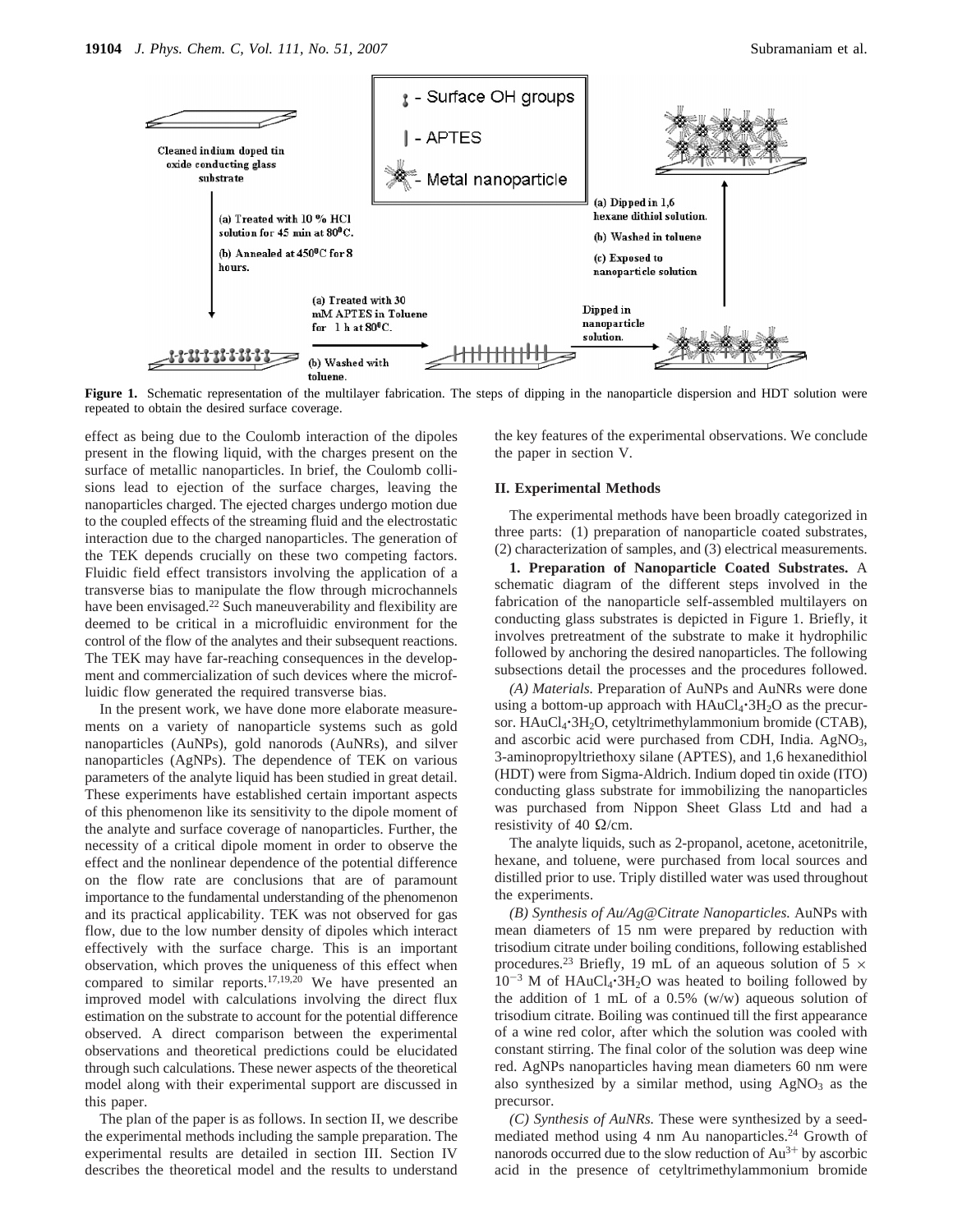**Figure 1.** Schematic representation of the multilayer fabrication. The steps of dipping in the nanoparticle dispersion and HDT solution were repeated to obtain the desired surface coverage.

effect as being due to the Coulomb interaction of the dipoles present in the flowing liquid, with the charges present on the surface of metallic nanoparticles. In brief, the Coulomb collisions lead to ejection of the surface charges, leaving the nanoparticles charged. The ejected charges undergo motion due to the coupled effects of the streaming fluid and the electrostatic interaction due to the charged nanoparticles. The generation of the TEK depends crucially on these two competing factors. Fluidic field effect transistors involving the application of a transverse bias to manipulate the flow through microchannels have been envisaged.[22] Such maneuverability and flexibility are deemed to be critical in a microfluidic environment for the control of the flow of the analytes and their subsequent reactions. The TEK may have far-reaching consequences in the development and commercialization of such devices where the microfluidic flow generated the required transverse bias.

In the present work, we have done more elaborate measurements on a variety of nanoparticle systems such as gold nanoparticles (AuNPs), gold nanorods (AuNRs), and silver nanoparticles (AgNPs). The dependence of TEK on various parameters of the analyte liquid has been studied in great detail. These experiments have established certain important aspects of this phenomenon like its sensitivity to the dipole moment of the analyte and surface coverage of nanoparticles. Further, the necessity of a critical dipole moment in order to observe the effect and the nonlinear dependence of the potential difference on the flow rate are conclusions that are of paramount importance to the fundamental understanding of the phenomenon and its practical applicability. TEK was not observed for gas flow, due to the low number density of dipoles which interact effectively with the surface charge. This is an important observation, which proves the uniqueness of this effect when compared to similar reports.[17,19,20] We have presented an improved model with calculations involving the direct flux estimation on the substrate to account for the potential difference observed. A direct comparison between the experimental observations and theoretical predictions could be elucidated through such calculations. These newer aspects of the theoretical model along with their experimental support are discussed in this paper.

The plan of the paper is as follows. In section II, we describe the experimental methods including the sample preparation. The experimental results are detailed in section III. Section IV describes the theoretical model and the results to understand the key features of the experimental observations. We conclude the paper in section V.

## II. Experimental Methods

The experimental methods have been broadly categorized in three parts: (1) preparation of nanoparticle coated substrates, (2) characterization of samples, and (3) electrical measurements.

**1. Preparation of Nanoparticle Coated Substrates.** A schematic diagram of the different steps involved in the fabrication of the nanoparticle self-assembled multilayers on conducting glass substrates is depicted in Figure 1. Briefly, it involves pretreatment of the substrate to make it hydrophilic followed by anchoring the desired nanoparticles. The following subsections detail the processes and the procedures followed.

*(A) Materials.* Preparation of AuNPs and AuNRs were done using a bottom-up approach with $HAuCl_4 \cdot 3H_2O$ as the precursor. $HAuCl_4 \cdot 3H_2O$, cetyltrimethylammonium bromide (CTAB), and ascorbic acid were purchased from CDH, India. $AgNO_3$, 3-aminopropyltriethoxy silane (APTES), and 1,6 hexanedithiol (HDT) were from Sigma-Aldrich. Indium doped tin oxide (ITO) conducting glass substrate for immobilizing the nanoparticles was purchased from Nippon Sheet Glass Ltd and had a resistivity of 40 Ω/cm.

The analyte liquids, such as 2-propanol, acetone, acetonitrile, hexane, and toluene, were purchased from local sources and distilled prior to use. Triply distilled water was used throughout the experiments.

*(B) Synthesis of Au/Ag@Citrate Nanoparticles.* AuNPs with mean diameters of 15 nm were prepared by reduction with trisodium citrate under boiling conditions, following established procedures.[23] Briefly, 19 mL of an aqueous solution of $5 \times 10^{-3}$ M of $HAuCl_4 \cdot 3H_2O$ was heated to boiling followed by the addition of 1 mL of a 0.5% (w/w) aqueous solution of trisodium citrate. Boiling was continued till the first appearance of a wine red color, after which the solution was cooled with constant stirring. The final color of the solution was deep wine red. AgNPs nanoparticles having mean diameters 60 nm were also synthesized by a similar method, using $AgNO_3$ as the precursor.

*(C) Synthesis of AuNRs.* These were synthesized by a seed-mediated method using 4 nm Au nanoparticles.[24] Growth of nanorods occurred due to the slow reduction of $Au^{3+}$ by ascorbic acid in the presence of cetyltrimethylammonium bromide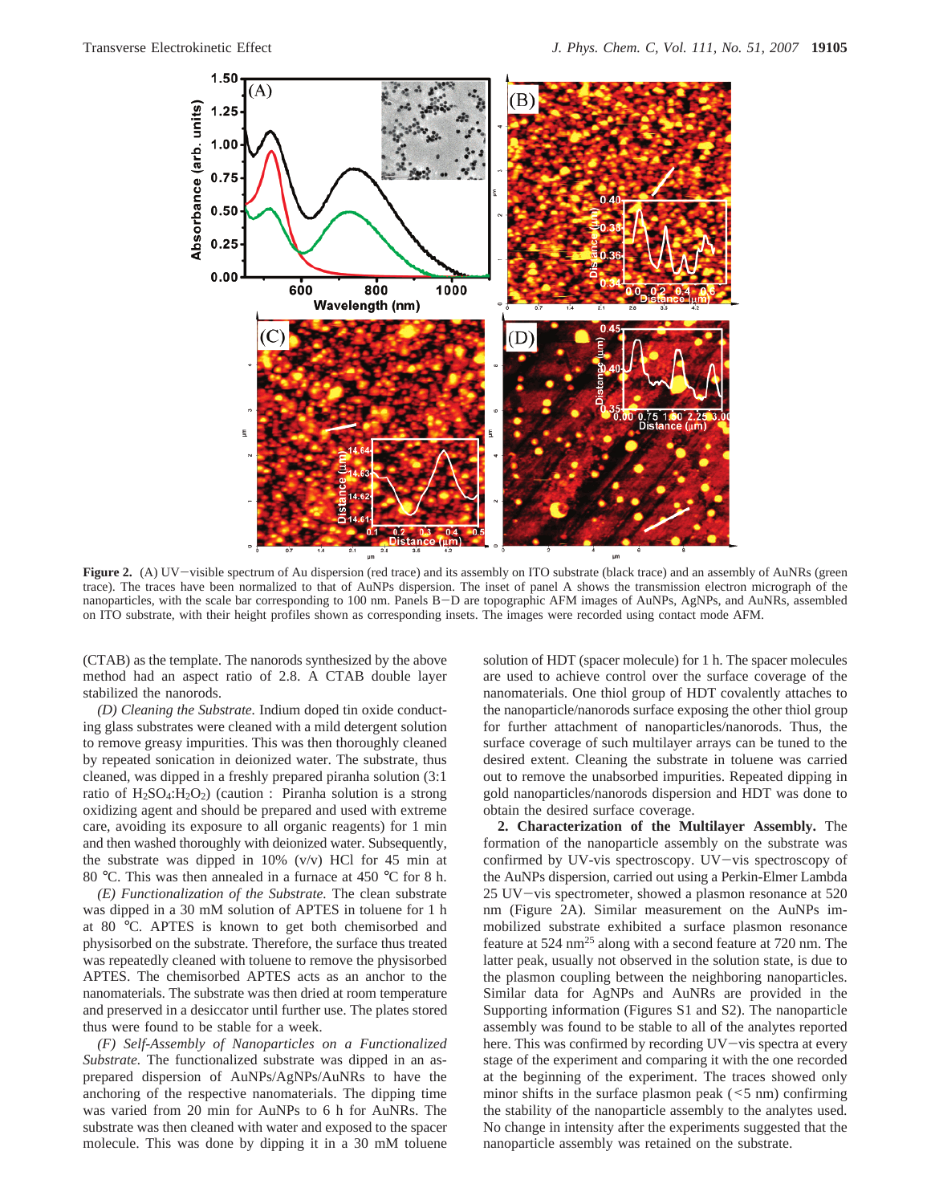**Figure 2.** (A) UV−visible spectrum of Au dispersion (red trace) and its assembly on ITO substrate (black trace) and an assembly of AuNRs (green trace). The traces have been normalized to that of AuNPs dispersion. The inset of panel A shows the transmission electron micrograph of the nanoparticles, with the scale bar corresponding to 100 nm. Panels B−D are topographic AFM images of AuNPs, AgNPs, and AuNRs, assembled on ITO substrate, with their height profiles shown as corresponding insets. The images were recorded using contact mode AFM.

(CTAB) as the template. The nanorods synthesized by the above method had an aspect ratio of 2.8. A CTAB double layer stabilized the nanorods.

*(D) Cleaning the Substrate.* Indium doped tin oxide conducting glass substrates were cleaned with a mild detergent solution to remove greasy impurities. This was then thoroughly cleaned by repeated sonication in deionized water. The substrate, thus cleaned, was dipped in a freshly prepared piranha solution (3:1 ratio of $H_2SO_4$:$H_2O_2$) (caution : Piranha solution is a strong oxidizing agent and should be prepared and used with extreme care, avoiding its exposure to all organic reagents) for 1 min and then washed thoroughly with deionized water. Subsequently, the substrate was dipped in 10% (v/v) HCl for 45 min at 80 °C. This was then annealed in a furnace at 450 °C for 8 h.

*(E) Functionalization of the Substrate.* The clean substrate was dipped in a 30 mM solution of APTES in toluene for 1 h at 80 °C. APTES is known to get both chemisorbed and physisorbed on the substrate. Therefore, the surface thus treated was repeatedly cleaned with toluene to remove the physisorbed APTES. The chemisorbed APTES acts as an anchor to the nanomaterials. The substrate was then dried at room temperature and preserved in a desiccator until further use. The plates stored thus were found to be stable for a week.

*(F) Self-Assembly of Nanoparticles on a Functionalized Substrate.* The functionalized substrate was dipped in an as-prepared dispersion of AuNPs/AgNPs/AuNRs to have the anchoring of the respective nanomaterials. The dipping time was varied from 20 min for AuNPs to 6 h for AuNRs. The substrate was then cleaned with water and exposed to the spacer molecule. This was done by dipping it in a 30 mM toluene solution of HDT (spacer molecule) for 1 h. The spacer molecules are used to achieve control over the surface coverage of the nanomaterials. One thiol group of HDT covalently attaches to the nanoparticle/nanorods surface exposing the other thiol group for further attachment of nanoparticles/nanorods. Thus, the surface coverage of such multilayer arrays can be tuned to the desired extent. Cleaning the substrate in toluene was carried out to remove the unabsorbed impurities. Repeated dipping in gold nanoparticles/nanorods dispersion and HDT was done to obtain the desired surface coverage.

**2. Characterization of the Multilayer Assembly.** The formation of the nanoparticle assembly on the substrate was confirmed by UV-vis spectroscopy. UV−vis spectroscopy of the AuNPs dispersion, carried out using a Perkin-Elmer Lambda 25 UV−vis spectrometer, showed a plasmon resonance at 520 nm (Figure 2A). Similar measurement on the AuNPs immobilized substrate exhibited a surface plasmon resonance feature at 524 nm[25] along with a second feature at 720 nm. The latter peak, usually not observed in the solution state, is due to the plasmon coupling between the neighboring nanoparticles. Similar data for AgNPs and AuNRs are provided in the Supporting information (Figures S1 and S2). The nanoparticle assembly was found to be stable to all of the analytes reported here. This was confirmed by recording UV−vis spectra at every stage of the experiment and comparing it with the one recorded at the beginning of the experiment. The traces showed only minor shifts in the surface plasmon peak (<5 nm) confirming the stability of the nanoparticle assembly to the analytes used. No change in intensity after the experiments suggested that the nanoparticle assembly was retained on the substrate.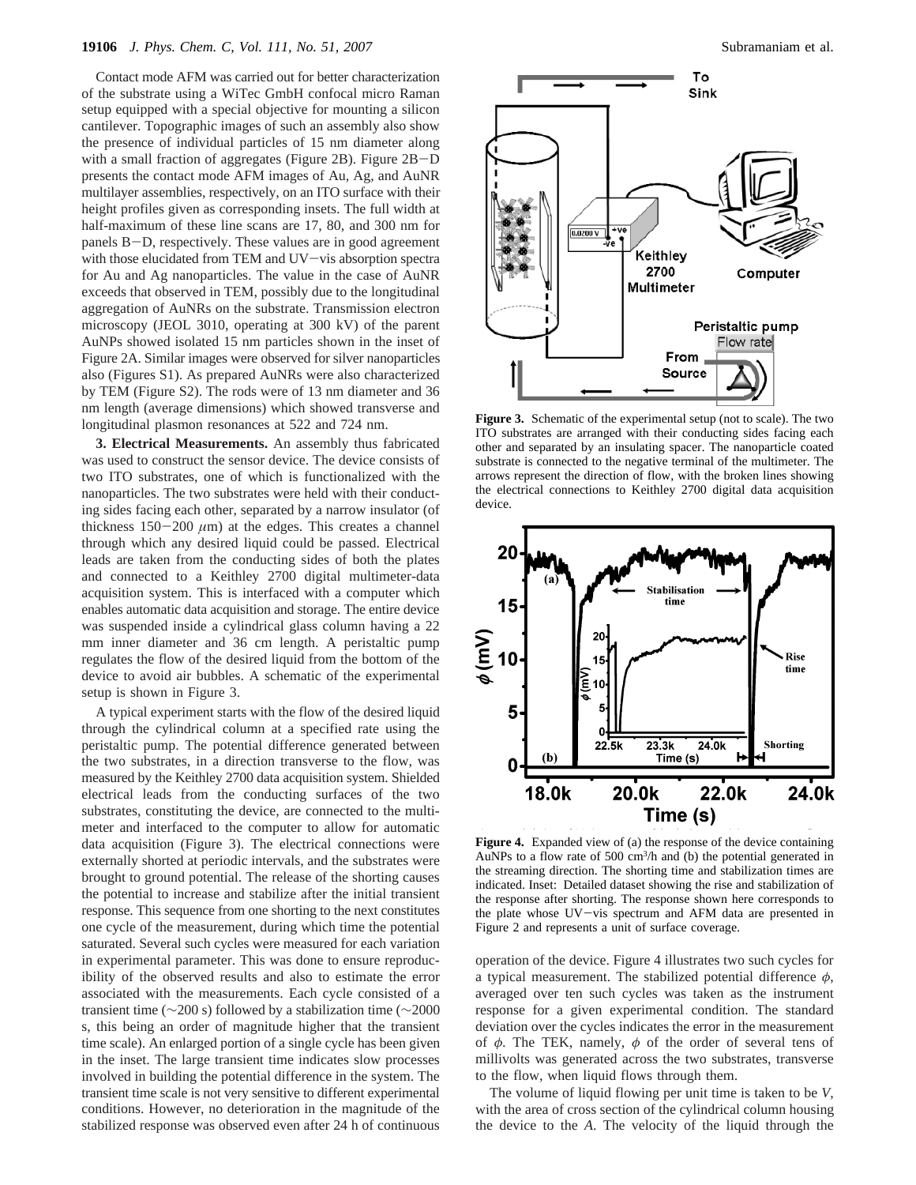Contact mode AFM was carried out for better characterization of the substrate using a WiTec GmbH confocal micro Raman setup equipped with a special objective for mounting a silicon cantilever. Topographic images of such an assembly also show the presence of individual particles of 15 nm diameter along with a small fraction of aggregates (Figure 2B). Figure 2B−D presents the contact mode AFM images of Au, Ag, and AuNR multilayer assemblies, respectively, on an ITO surface with their height profiles given as corresponding insets. The full width at half-maximum of these line scans are 17, 80, and 300 nm for panels B−D, respectively. These values are in good agreement with those elucidated from TEM and UV−vis absorption spectra for Au and Ag nanoparticles. The value in the case of AuNR exceeds that observed in TEM, possibly due to the longitudinal aggregation of AuNRs on the substrate. Transmission electron microscopy (JEOL 3010, operating at 300 kV) of the parent AuNPs showed isolated 15 nm particles shown in the inset of Figure 2A. Similar images were observed for silver nanoparticles also (Figures S1). As prepared AuNRs were also characterized by TEM (Figure S2). The rods were of 13 nm diameter and 36 nm length (average dimensions) which showed transverse and longitudinal plasmon resonances at 522 and 724 nm.

**3. Electrical Measurements.** An assembly thus fabricated was used to construct the sensor device. The device consists of two ITO substrates, one of which is functionalized with the nanoparticles. The two substrates were held with their conducting sides facing each other, separated by a narrow insulator (of thickness 150−200 $\mu$m) at the edges. This creates a channel through which any desired liquid could be passed. Electrical leads are taken from the conducting sides of both the plates and connected to a Keithley 2700 digital multimeter-data acquisition system. This is interfaced with a computer which enables automatic data acquisition and storage. The entire device was suspended inside a cylindrical glass column having a 22 mm inner diameter and 36 cm length. A peristaltic pump regulates the flow of the desired liquid from the bottom of the device to avoid air bubbles. A schematic of the experimental setup is shown in Figure 3.

A typical experiment starts with the flow of the desired liquid through the cylindrical column at a specified rate using the peristaltic pump. The potential difference generated between the two substrates, in a direction transverse to the flow, was measured by the Keithley 2700 data acquisition system. Shielded electrical leads from the conducting surfaces of the two substrates, constituting the device, are connected to the multimeter and interfaced to the computer to allow for automatic data acquisition (Figure 3). The electrical connections were externally shorted at periodic intervals, and the substrates were brought to ground potential. The release of the shorting causes the potential to increase and stabilize after the initial transient response. This sequence from one shorting to the next constitutes one cycle of the measurement, during which time the potential saturated. Several such cycles were measured for each variation in experimental parameter. This was done to ensure reproducibility of the observed results and also to estimate the error associated with the measurements. Each cycle consisted of a transient time (~200 s) followed by a stabilization time (~2000 s, this being an order of magnitude higher that the transient time scale). An enlarged portion of a single cycle has been given in the inset. The large transient time indicates slow processes involved in building the potential difference in the system. The transient time scale is not very sensitive to different experimental conditions. However, no deterioration in the magnitude of the stabilized response was observed even after 24 h of continuous operation of the device. Figure 4 illustrates two such cycles for a typical measurement. The stabilized potential difference $\phi$, averaged over ten such cycles was taken as the instrument response for a given experimental condition. The standard deviation over the cycles indicates the error in the measurement of $\phi$. The TEK, namely, $\phi$ of the order of several tens of millivolts was generated across the two substrates, transverse to the flow, when liquid flows through them.

**Figure 3.** Schematic of the experimental setup (not to scale). The two ITO substrates are arranged with their conducting sides facing each other and separated by an insulating spacer. The nanoparticle coated substrate is connected to the negative terminal of the multimeter. The arrows represent the direction of flow, with the broken lines showing the electrical connections to Keithley 2700 digital data acquisition device.

**Figure 4.** Expanded view of (a) the response of the device containing AuNPs to a flow rate of 500 cm$^3$/h and (b) the potential generated in the streaming direction. The shorting time and stabilization times are indicated. Inset: Detailed dataset showing the rise and stabilization of the response after shorting. The response shown here corresponds to the plate whose UV−vis spectrum and AFM data are presented in Figure 2 and represents a unit of surface coverage.

The volume of liquid flowing per unit time is taken to be $V$, with the area of cross section of the cylindrical column housing the device to the $A$. The velocity of the liquid through the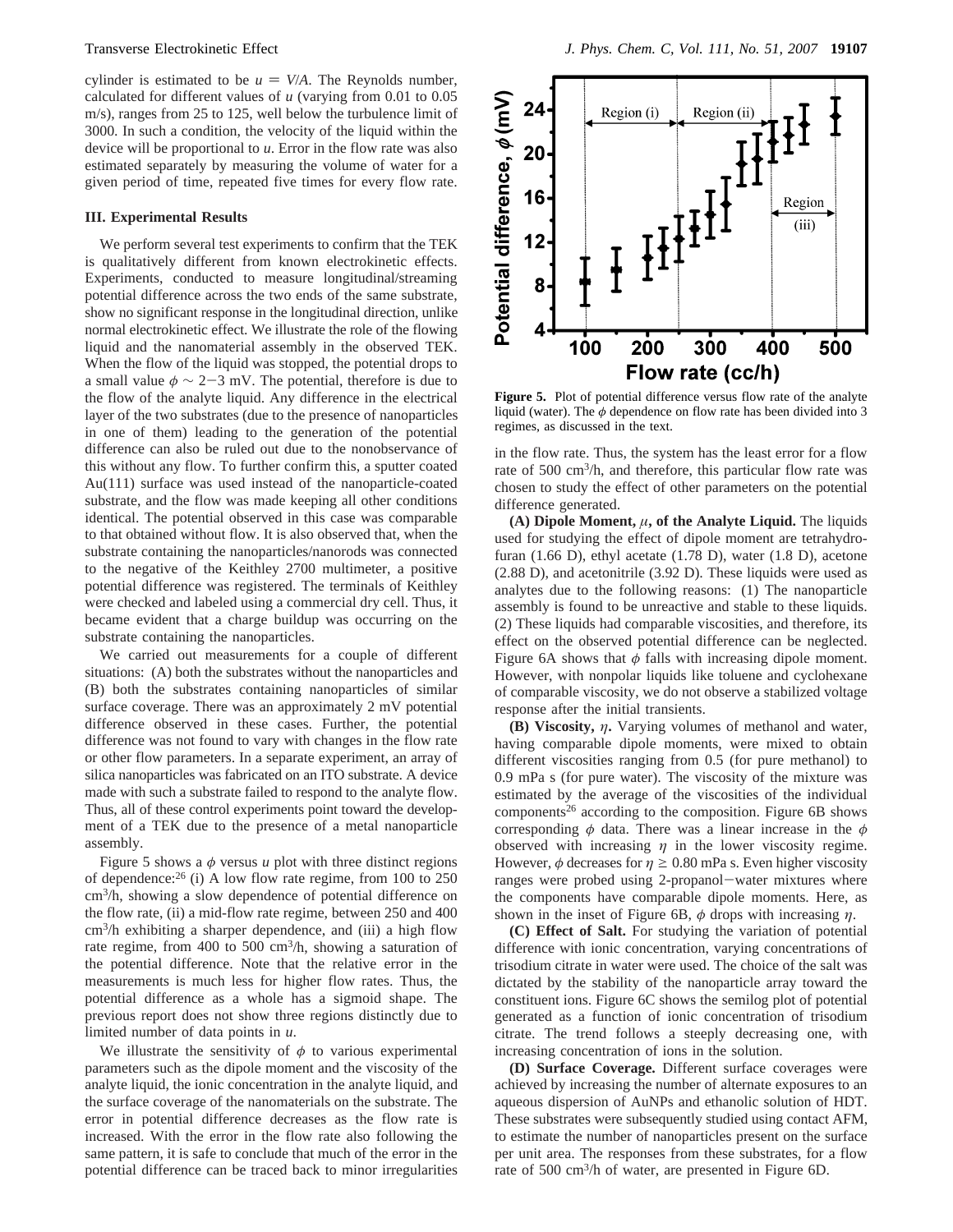cylinder is estimated to be $u = V/A$. The Reynolds number, calculated for different values of $u$ (varying from 0.01 to 0.05 m/s), ranges from 25 to 125, well below the turbulence limit of 3000. In such a condition, the velocity of the liquid within the device will be proportional to $u$. Error in the flow rate was also estimated separately by measuring the volume of water for a given period of time, repeated five times for every flow rate.

### III. Experimental Results

We perform several test experiments to confirm that the TEK is qualitatively different from known electrokinetic effects. Experiments, conducted to measure longitudinal/streaming potential difference across the two ends of the same substrate, show no significant response in the longitudinal direction, unlike normal electrokinetic effect. We illustrate the role of the flowing liquid and the nanomaterial assembly in the observed TEK. When the flow of the liquid was stopped, the potential drops to a small value $\phi \sim 2-3$ mV. The potential, therefore is due to the flow of the analyte liquid. Any difference in the electrical layer of the two substrates (due to the presence of nanoparticles in one of them) leading to the generation of the potential difference can also be ruled out due to the nonobservance of this without any flow. To further confirm this, a sputter coated Au(111) surface was used instead of the nanoparticle-coated substrate, and the flow was made keeping all other conditions identical. The potential observed in this case was comparable to that obtained without flow. It is also observed that, when the substrate containing the nanoparticles/nanorods was connected to the negative of the Keithley 2700 multimeter, a positive potential difference was registered. The terminals of Keithley were checked and labeled using a commercial dry cell. Thus, it became evident that a charge buildup was occurring on the substrate containing the nanoparticles.

We carried out measurements for a couple of different situations: (A) both the substrates without the nanoparticles and (B) both the substrates containing nanoparticles of similar surface coverage. There was an approximately 2 mV potential difference observed in these cases. Further, the potential difference was not found to vary with changes in the flow rate or other flow parameters. In a separate experiment, an array of silica nanoparticles was fabricated on an ITO substrate. A device made with such a substrate failed to respond to the analyte flow. Thus, all of these control experiments point toward the development of a TEK due to the presence of a metal nanoparticle assembly.

Figure 5 shows a $\phi$ versus $u$ plot with three distinct regions of dependence:[26] (i) A low flow rate regime, from 100 to 250 $cm^3$/h, showing a slow dependence of potential difference on the flow rate, (ii) a mid-flow rate regime, between 250 and 400 $cm^3$/h exhibiting a sharper dependence, and (iii) a high flow rate regime, from 400 to 500 $cm^3$/h, showing a saturation of the potential difference. Note that the relative error in the measurements is much less for higher flow rates. Thus, the potential difference as a whole has a sigmoid shape. The previous report does not show three regions distinctly due to limited number of data points in $u$.

We illustrate the sensitivity of $\phi$ to various experimental parameters such as the dipole moment and the viscosity of the analyte liquid, the ionic concentration in the analyte liquid, and the surface coverage of the nanomaterials on the substrate. The error in potential difference decreases as the flow rate is increased. With the error in the flow rate also following the same pattern, it is safe to conclude that much of the error in the potential difference can be traced back to minor irregularities in the flow rate. Thus, the system has the least error for a flow rate of 500 $cm^3$/h, and therefore, this particular flow rate was chosen to study the effect of other parameters on the potential difference generated.

**Figure 5.** Plot of potential difference versus flow rate of the analyte liquid (water). The $\phi$ dependence on flow rate has been divided into 3 regimes, as discussed in the text.

**(A) Dipole Moment, $\mu$, of the Analyte Liquid.** The liquids used for studying the effect of dipole moment are tetrahydrofuran (1.66 D), ethyl acetate (1.78 D), water (1.8 D), acetone (2.88 D), and acetonitrile (3.92 D). These liquids were used as analytes due to the following reasons: (1) The nanoparticle assembly is found to be unreactive and stable to these liquids. (2) These liquids had comparable viscosities, and therefore, its effect on the observed potential difference can be neglected. Figure 6A shows that $\phi$ falls with increasing dipole moment. However, with nonpolar liquids like toluene and cyclohexane of comparable viscosity, we do not observe a stabilized voltage response after the initial transients.

**(B) Viscosity, $\eta$.** Varying volumes of methanol and water, having comparable dipole moments, were mixed to obtain different viscosities ranging from 0.5 (for pure methanol) to 0.9 mPa s (for pure water). The viscosity of the mixture was estimated by the average of the viscosities of the individual components[26] according to the composition. Figure 6B shows corresponding $\phi$ data. There was a linear increase in the $\phi$ observed with increasing $\eta$ in the lower viscosity regime. However, $\phi$ decreases for $\eta \geq 0.80$ mPa s. Even higher viscosity ranges were probed using 2-propanol−water mixtures where the components have comparable dipole moments. Here, as shown in the inset of Figure 6B, $\phi$ drops with increasing $\eta$.

**(C) Effect of Salt.** For studying the variation of potential difference with ionic concentration, varying concentrations of trisodium citrate in water were used. The choice of the salt was dictated by the stability of the nanoparticle array toward the constituent ions. Figure 6C shows the semilog plot of potential generated as a function of ionic concentration of trisodium citrate. The trend follows a steeply decreasing one, with increasing concentration of ions in the solution.

**(D) Surface Coverage.** Different surface coverages were achieved by increasing the number of alternate exposures to an aqueous dispersion of AuNPs and ethanolic solution of HDT. These substrates were subsequently studied using contact AFM, to estimate the number of nanoparticles present on the surface per unit area. The responses from these substrates, for a flow rate of 500 $cm^3$/h of water, are presented in Figure 6D.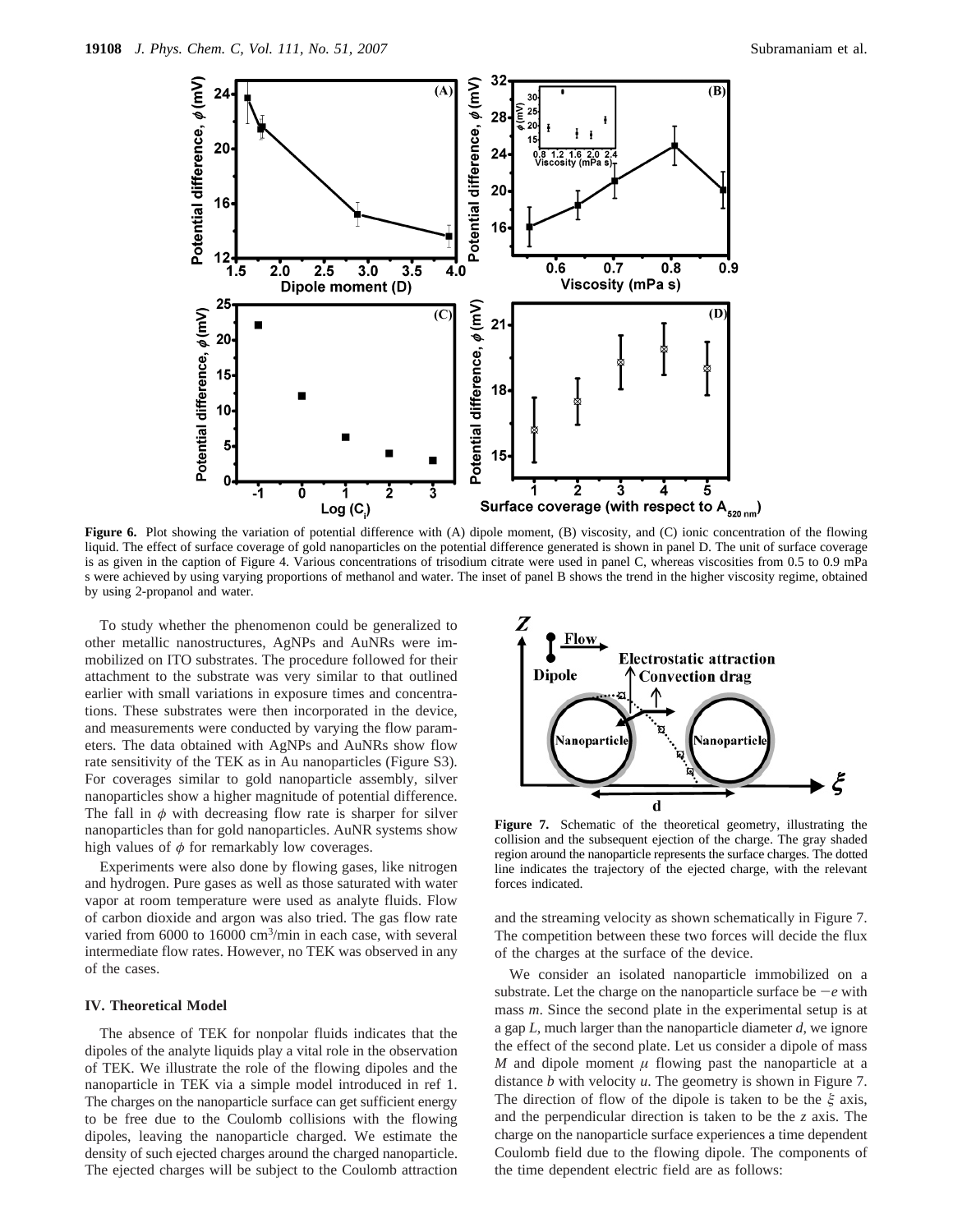**Figure 6.** Plot showing the variation of potential difference with (A) dipole moment, (B) viscosity, and (C) ionic concentration of the flowing liquid. The effect of surface coverage of gold nanoparticles on the potential difference generated is shown in panel D. The unit of surface coverage is as given in the caption of Figure 4. Various concentrations of trisodium citrate were used in panel C, whereas viscosities from 0.5 to 0.9 mPa s were achieved by using varying proportions of methanol and water. The inset of panel B shows the trend in the higher viscosity regime, obtained by using 2-propanol and water.

To study whether the phenomenon could be generalized to other metallic nanostructures, AgNPs and AuNRs were immobilized on ITO substrates. The procedure followed for their attachment to the substrate was very similar to that outlined earlier with small variations in exposure times and concentrations. These substrates were then incorporated in the device, and measurements were conducted by varying the flow parameters. The data obtained with AgNPs and AuNRs show flow rate sensitivity of the TEK as in Au nanoparticles (Figure S3). For coverages similar to gold nanoparticle assembly, silver nanoparticles show a higher magnitude of potential difference. The fall in $\phi$ with decreasing flow rate is sharper for silver nanoparticles than for gold nanoparticles. AuNR systems show high values of $\phi$ for remarkably low coverages.

Experiments were also done by flowing gases, like nitrogen and hydrogen. Pure gases as well as those saturated with water vapor at room temperature were used as analyte fluids. Flow of carbon dioxide and argon was also tried. The gas flow rate varied from 6000 to 16000 $cm^3$/min in each case, with several intermediate flow rates. However, no TEK was observed in any of the cases.

## IV. Theoretical Model

The absence of TEK for nonpolar fluids indicates that the dipoles of the analyte liquids play a vital role in the observation of TEK. We illustrate the role of the flowing dipoles and the nanoparticle in TEK via a simple model introduced in ref 1. The charges on the nanoparticle surface can get sufficient energy to be free due to the Coulomb collisions with the flowing dipoles, leaving the nanoparticle charged. We estimate the density of such ejected charges around the charged nanoparticle. The ejected charges will be subject to the Coulomb attraction and the streaming velocity as shown schematically in Figure 7. The competition between these two forces will decide the flux of the charges at the surface of the device.

**Figure 7.** Schematic of the theoretical geometry, illustrating the collision and the subsequent ejection of the charge. The gray shaded region around the nanoparticle represents the surface charges. The dotted line indicates the trajectory of the ejected charge, with the relevant forces indicated.

We consider an isolated nanoparticle immobilized on a substrate. Let the charge on the nanoparticle surface be $-e$ with mass $m$. Since the second plate in the experimental setup is at a gap $L$, much larger than the nanoparticle diameter $d$, we ignore the effect of the second plate. Let us consider a dipole of mass $M$ and dipole moment $\mu$ flowing past the nanoparticle at a distance $b$ with velocity $u$. The geometry is shown in Figure 7. The direction of flow of the dipole is taken to be the $\xi$ axis, and the perpendicular direction is taken to be the $z$ axis. The charge on the nanoparticle surface experiences a time dependent Coulomb field due to the flowing dipole. The components of the time dependent electric field are as follows: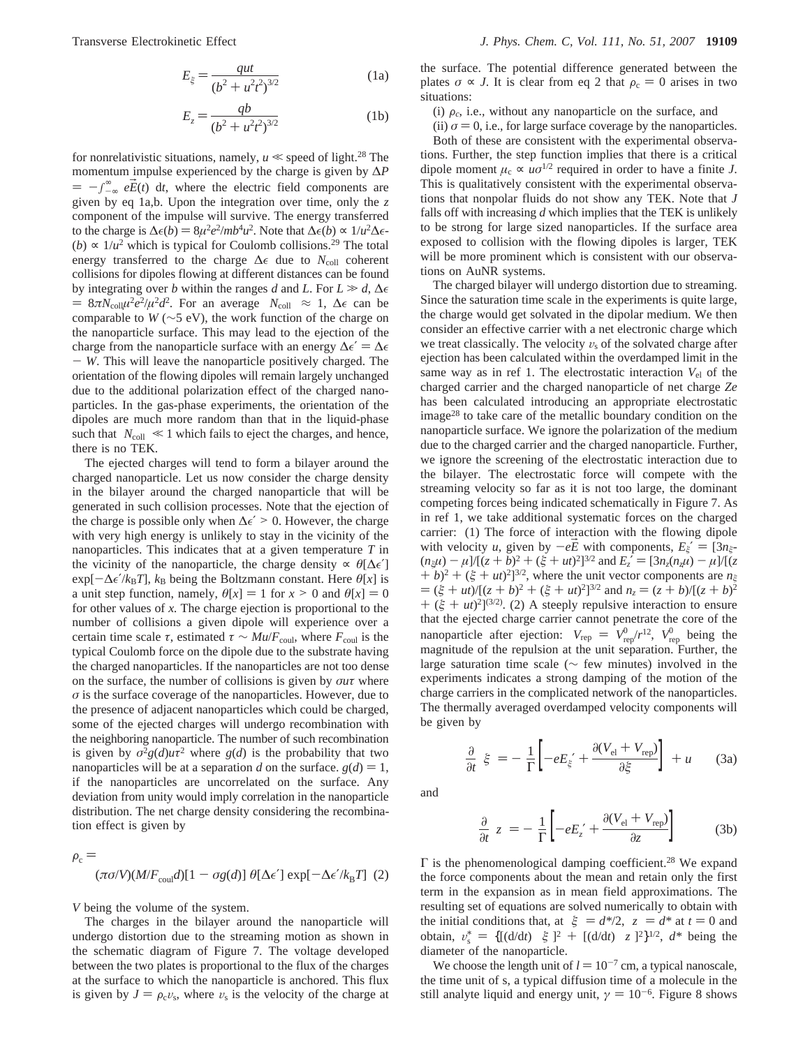$$E_\xi = \frac{qut}{(b^2 + u^2t^2)^{3/2}} \quad (1a)$$

$$E_z = \frac{qb}{(b^2 + u^2t^2)^{3/2}} \quad (1b)$$

for nonrelativistic situations, namely, $u \ll$ speed of light.[28] The momentum impulse experienced by the charge is given by $\Delta P = -\int_{-\infty}^{\infty} e\vec{E}(t)\,dt$, where the electric field components are given by eq 1a,b. Upon the integration over time, only the $z$ component of the impulse will survive. The energy transferred to the charge is $\Delta\epsilon(b) = 8\mu^2e^2/mb^4u^2$. Note that $\Delta\epsilon(b) \propto 1/u^2\Delta\epsilon(b) \propto 1/u^2$ which is typical for Coulomb collisions.[29] The total energy transferred to the charge $\Delta\epsilon$ due to $N_{coll}$ coherent collisions for dipoles flowing at different distances can be found by integrating over $b$ within the ranges $d$ and $L$. For $L \gg d$, $\Delta\epsilon = 8\pi N_{coll}\mu^2e^2/\mu^2d^2$. For an average $N_{coll} \approx 1$, $\Delta\epsilon$ can be comparable to $W$ (~5 eV), the work function of the charge on the nanoparticle surface. This may lead to the ejection of the charge from the nanoparticle surface with an energy $\Delta\epsilon' = \Delta\epsilon - W$. This will leave the nanoparticle positively charged. The orientation of the flowing dipoles will remain largely unchanged due to the additional polarization effect of the charged nanoparticles. In the gas-phase experiments, the orientation of the dipoles are much more random than that in the liquid-phase such that $N_{coll} \ll 1$ which fails to eject the charges, and hence, there is no TEK.

The ejected charges will tend to form a bilayer around the charged nanoparticle. Let us now consider the charge density in the bilayer around the charged nanoparticle that will be generated in such collision processes. Note that the ejection of the charge is possible only when $\Delta\epsilon' > 0$. However, the charge with very high energy is unlikely to stay in the vicinity of the nanoparticles. This indicates that at a given temperature $T$ in the vicinity of the nanoparticle, the charge density $\propto \theta[\Delta\epsilon']\exp[-\Delta\epsilon'/k_BT]$, $k_B$ being the Boltzmann constant. Here $\theta[x]$ is a unit step function, namely, $\theta[x] = 1$ for $x > 0$ and $\theta[x] = 0$ for other values of $x$. The charge ejection is proportional to the number of collisions a given dipole will experience over a certain time scale $\tau$, estimated $\tau \sim Mu/F_{coul}$, where $F_{coul}$ is the typical Coulomb force on the dipole due to the substrate having the charged nanoparticles. If the nanoparticles are not too dense on the surface, the number of collisions is given by $\sigma u\tau$ where $\sigma$ is the surface coverage of the nanoparticles. However, due to the presence of adjacent nanoparticles which could be charged, some of the ejected charges will undergo recombination with the neighboring nanoparticle. The number of such recombination is given by $\sigma^2 g(d)u\tau^2$ where $g(d)$ is the probability that two nanoparticles will be at a separation $d$ on the surface. $g(d) = 1$, if the nanoparticles are uncorrelated on the surface. Any deviation from unity would imply correlation in the nanoparticle distribution. The net charge density considering the recombination effect is given by

$$\rho_c = (\pi\sigma/V)(M/F_{coul}d)[1 - \sigma g(d)]\,\theta[\Delta\epsilon']\exp[-\Delta\epsilon'/k_BT] \quad (2)$$

$V$ being the volume of the system.

The charges in the bilayer around the nanoparticle will undergo distortion due to the streaming motion as shown in the schematic diagram of Figure 7. The voltage developed between the two plates is proportional to the flux of the charges at the surface to which the nanoparticle is anchored. This flux is given by $J = \rho_c v_s$, where $v_s$ is the velocity of the charge at the surface. The potential difference generated between the plates $\sigma \propto J$. It is clear from eq 2 that $\rho_c = 0$ arises in two situations:

(i) $\rho_c$, i.e., without any nanoparticle on the surface, and

(ii) $\sigma = 0$, i.e., for large surface coverage by the nanoparticles.

Both of these are consistent with the experimental observations. Further, the step function implies that there is a critical dipole moment $\mu_c \propto u\sigma^{1/2}$ required in order to have a finite $J$. This is qualitatively consistent with the experimental observations that nonpolar fluids do not show any TEK. Note that $J$ falls off with increasing $d$ which implies that the TEK is unlikely to be strong for large sized nanoparticles. If the surface area exposed to collision with the flowing dipoles is larger, TEK will be more prominent which is consistent with our observations on AuNR systems.

The charged bilayer will undergo distortion due to streaming. Since the saturation time scale in the experiments is quite large, the charge would get solvated in the dipolar medium. We then consider an effective carrier with a net electronic charge which we treat classically. The velocity $v_s$ of the solvated charge after ejection has been calculated within the overdamped limit in the same way as in ref 1. The electrostatic interaction $V_{el}$ of the charged carrier and the charged nanoparticle of net charge $Ze$ has been calculated introducing an appropriate electrostatic image[28] to take care of the metallic boundary condition on the nanoparticle surface. We ignore the polarization of the medium due to the charged carrier and the charged nanoparticle. Further, we ignore the screening of the electrostatic interaction due to the bilayer. The electrostatic force will compete with the streaming velocity so far as it is not too large, the dominant competing forces being indicated schematically in Figure 7. As in ref 1, we take additional systematic forces on the charged carrier: (1) The force of interaction with the flowing dipole with velocity $u$, given by $-e\vec{E}$ with components, $E_\xi' = [3n_\xi(n_\xi\mu) - \mu]/[(z + b)^2 + (\xi + ut)^2]^{3/2}$ and $E_z' = [3n_z(n_z\mu) - \mu]/[(z + b)^2 + (\xi + ut)^2]^{3/2}$, where the unit vector components are $n_\xi = (\xi + ut)/[(z + b)^2 + (\xi + ut)^2]^{3/2}$ and $n_z = (z + b)/[(z + b)^2 + (\xi + ut)^2]^{(3/2)}$. (2) A steeply repulsive interaction to ensure that the ejected charge carrier cannot penetrate the core of the nanoparticle after ejection: $V_{rep} = V_{rep}^0/r^{12}$, $V_{rep}^0$ being the magnitude of the repulsion at the unit separation. Further, the large saturation time scale (~ few minutes) involved in the experiments indicates a strong damping of the motion of the charge carriers in the complicated network of the nanoparticles. The thermally averaged overdamped velocity components will be given by

$$\frac{\partial}{\partial t}\langle\xi\rangle = -\frac{1}{\Gamma}\left[-eE_\xi' + \frac{\partial(V_{el} + V_{rep})}{\partial\xi}\right] + u \quad (3a)$$

and

$$\frac{\partial}{\partial t}\langle z\rangle = -\frac{1}{\Gamma}\left[-eE_z' + \frac{\partial(V_{el} + V_{rep})}{\partial z}\right] \quad (3b)$$

$\Gamma$ is the phenomenological damping coefficient.[28] We expand the force components about the mean and retain only the first term in the expansion as in mean field approximations. The resulting set of equations are solved numerically to obtain with the initial conditions that, at $\langle\xi\rangle = d^*/2$, $\langle z\rangle = d^*$ at $t = 0$ and obtain, $v_s^* = \{[(d/dt)\langle\xi\rangle]^2 + [(d/dt)\langle z\rangle]^2\}^{1/2}$, $d^*$ being the diameter of the nanoparticle.

We choose the length unit of $l = 10^{-7}$ cm, a typical nanoscale, the time unit of s, a typical diffusion time of a molecule in the still analyte liquid and energy unit, $\gamma = 10^{-6}$. Figure 8 shows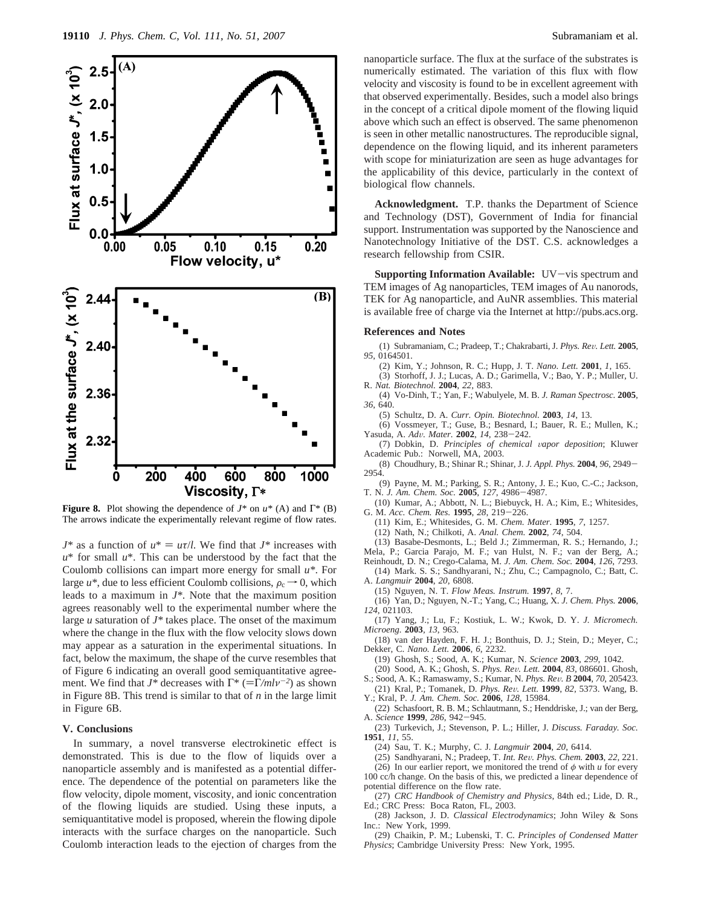(A)

Flux at surface $J^*$, ($\times 10^3$)

2.5
2.0
1.5
1.0
0.5
0.0

0.00 0.05 0.10 0.15 0.20

Flow velocity, $u^*$

(B)

Flux at the surface $J^*$, ($\times 10^3$)

2.44
2.40
2.36
2.32

0 200 400 600 800 1000

Viscosity, $\Gamma^*$

**Figure 8.** Plot showing the dependence of $J^*$ on $u^*$ (A) and $\Gamma^*$ (B) The arrows indicate the experimentally relevant regime of flow rates.

$J^*$ as a function of $u^* = u\tau/l$. We find that $J^*$ increases with $u^*$ for small $u^*$. This can be understood by the fact that the Coulomb collisions can impart more energy for small $u^*$. For large $u^*$, due to less efficient Coulomb collisions, $\rho_c \rightarrow 0$, which leads to a maximum in $J^*$. Note that the maximum position agrees reasonably well to the experimental number where the large $u$ saturation of $J^*$ takes place. The onset of the maximum where the change in the flux with the flow velocity slows down may appear as a saturation in the experimental situations. In fact, below the maximum, the shape of the curve resembles that of Figure 6 indicating an overall good semiquantitative agreement. We find that $J^*$ decreases with $\Gamma^*$ ($=\Gamma/ml\nu^{-2}$) as shown in Figure 8B. This trend is similar to that of $n$ in the large limit in Figure 6B.

## V. Conclusions

In summary, a novel transverse electrokinetic effect is demonstrated. This is due to the flow of liquids over a nanoparticle assembly and is manifested as a potential difference. The dependence of the potential on parameters like the flow velocity, dipole moment, viscosity, and ionic concentration of the flowing liquids are studied. Using these inputs, a semiquantitative model is proposed, wherein the flowing dipole interacts with the surface charges on the nanoparticle. Such Coulomb interaction leads to the ejection of charges from the nanoparticle surface. The flux at the surface of the substrates is numerically estimated. The variation of this flux with flow velocity and viscosity is found to be in excellent agreement with that observed experimentally. Besides, such a model also brings in the concept of a critical dipole moment of the flowing liquid above which such an effect is observed. The same phenomenon is seen in other metallic nanostructures. The reproducible signal, dependence on the flowing liquid, and its inherent parameters with scope for miniaturization are seen as huge advantages for the applicability of this device, particularly in the context of biological flow channels.

**Acknowledgment.** T.P. thanks the Department of Science and Technology (DST), Government of India for financial support. Instrumentation was supported by the Nanoscience and Nanotechnology Initiative of the DST. C.S. acknowledges a research fellowship from CSIR.

**Supporting Information Available:** UV−vis spectrum and TEM images of Ag nanoparticles, TEM images of Au nanorods, TEK for Ag nanoparticle, and AuNR assemblies. This material is available free of charge via the Internet at http://pubs.acs.org.

## References and Notes

(1) Subramaniam, C.; Pradeep, T.; Chakrabarti, J. *Phys. Rev. Lett.* **2005**, *95*, 0164501.
(2) Kim, Y.; Johnson, R. C.; Hupp, J. T. *Nano. Lett.* **2001**, *1*, 165.
(3) Storhoff, J. J.; Lucas, A. D.; Garimella, V.; Bao, Y. P.; Muller, U. R. *Nat. Biotechnol.* **2004**, *22*, 883.
(4) Vo-Dinh, T.; Yan, F.; Wabulyele, M. B. *J. Raman Spectrosc.* **2005**, *36*, 640.
(5) Schultz, D. A. *Curr. Opin. Biotechnol.* **2003**, *14*, 13.
(6) Vossmeyer, T.; Guse, B.; Besnard, I.; Bauer, R. E.; Mullen, K.; Yasuda, A. *Adv. Mater.* **2002**, *14*, 238−242.
(7) Dobkin, D. *Principles of chemical vapor deposition*; Kluwer Academic Pub.: Norwell, MA, 2003.
(8) Choudhury, B.; Shinar R.; Shinar, J. *J. Appl. Phys.* **2004**, *96*, 2949−2954.
(9) Payne, M. M.; Parking, S. R.; Antony, J. E.; Kuo, C.-C.; Jackson, T. N. *J. Am. Chem. Soc.* **2005**, *127*, 4986−4987.
(10) Kumar, A.; Abbott, N. L.; Biebuyck, H. A.; Kim, E.; Whitesides, G. M. *Acc. Chem. Res.* **1995**, *28*, 219−226.
(11) Kim, E.; Whitesides, G. M. *Chem. Mater.* **1995**, *7*, 1257.
(12) Nath, N.; Chilkoti, A. *Anal. Chem.* **2002**, *74*, 504.
(13) Basabe-Desmonts, L.; Beld J.; Zimmerman, R. S.; Hernando, J.; Mela, P.; Garcia Parajo, M. F.; van Hulst, N. F.; van der Berg, A.; Reinhoudt, D. N.; Crego-Calama, M. *J. Am. Chem. Soc.* **2004**, *126*, 7293.
(14) Mark. S. S.; Sandhyarani, N.; Zhu, C.; Campagnolo, C.; Batt, C. A. *Langmuir* **2004**, *20*, 6808.
(15) Nguyen, N. T. *Flow Meas. Instrum.* **1997**, *8*, 7.
(16) Yan, D.; Nguyen, N.-T.; Yang, C.; Huang, X. *J. Chem. Phys.* **2006**, *124*, 021103.
(17) Yang, J.; Lu, F.; Kostiuk, L. W.; Kwok, D. Y. *J. Micromech. Microeng.* **2003**, *13*, 963.
(18) van der Hayden, F. H. J.; Bonthuis, D. J.; Stein, D.; Meyer, C.; Dekker, C. *Nano. Lett.* **2006**, *6*, 2232.
(19) Ghosh, S.; Sood, A. K.; Kumar, N. *Science* **2003**, *299*, 1042.
(20) Sood, A. K.; Ghosh, S. *Phys. Rev. Lett.* **2004**, *83*, 086601. Ghosh, S.; Sood, A. K.; Ramaswamy, S.; Kumar, N. *Phys. Rev. B* **2004**, *70*, 205423.
(21) Kral, P.; Tomanek, D. *Phys. Rev. Lett.* **1999**, *82*, 5373. Wang, B. Y.; Kral, P. *J. Am. Chem. Soc.* **2006**, *128*, 15984.
(22) Schasfoort, R. B. M.; Schlautmann, S.; Henddriske, J.; van der Berg, A. *Science* **1999**, *286*, 942−945.
(23) Turkevich, J.; Stevenson, P. L.; Hiller, J. *Discuss. Faraday. Soc.* **1951**, *11*, 55.
(24) Sau, T. K.; Murphy, C. J. *Langmuir* **2004**, *20*, 6414.
(25) Sandhyarani, N.; Pradeep, T. *Int. Rev. Phys. Chem.* **2003**, *22*, 221.
(26) In our earlier report, we monitored the trend of $\phi$ with $u$ for every 100 cc/h change. On the basis of this, we predicted a linear dependence of potential difference on the flow rate.
(27) *CRC Handbook of Chemistry and Physics*, 84th ed.; Lide, D. R., Ed.; CRC Press: Boca Raton, FL, 2003.
(28) Jackson, J. D. *Classical Electrodynamics*; John Wiley & Sons Inc.: New York, 1999.
(29) Chaikin, P. M.; Lubenski, T. C. *Principles of Condensed Matter Physics*; Cambridge University Press: New York, 1995.